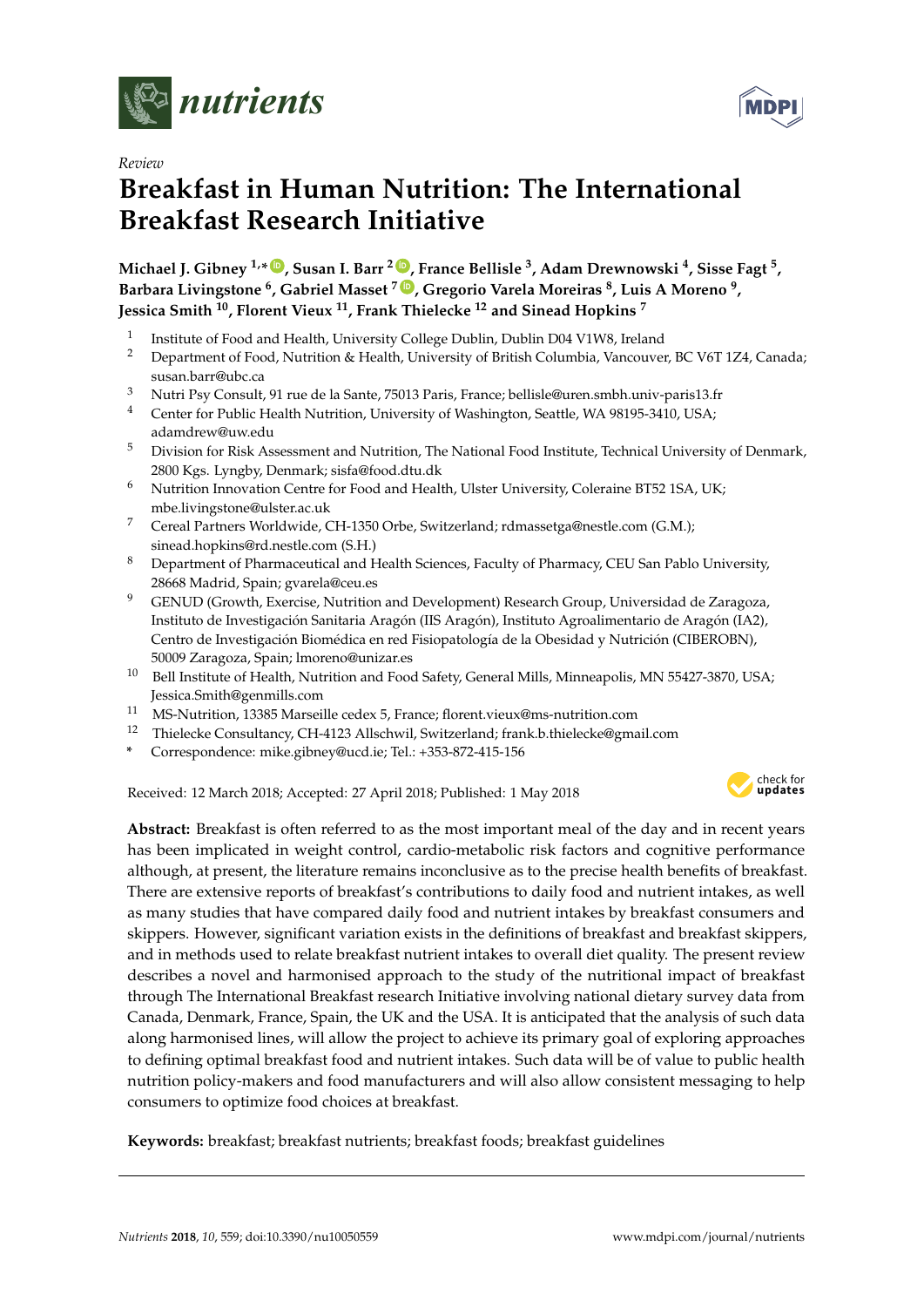*Review*

# Breakfast in Human Nutrition: The International Breakfast Research Initiative

**Michael J. Gibney [1,*], Susan I. Barr [2], France Bellisle [3], Adam Drewnowski [4], Sisse Fagt [5], Barbara Livingstone [6], Gabriel Masset [7], Gregorio Varela Moreiras [8], Luis A Moreno [9], Jessica Smith [10], Florent Vieux [11], Frank Thielecke [12] and Sinead Hopkins [7]**

1. Institute of Food and Health, University College Dublin, Dublin D04 V1W8, Ireland
2. Department of Food, Nutrition & Health, University of British Columbia, Vancouver, BC V6T 1Z4, Canada; susan.barr@ubc.ca
3. Nutri Psy Consult, 91 rue de la Sante, 75013 Paris, France; bellisle@uren.smbh.univ-paris13.fr
4. Center for Public Health Nutrition, University of Washington, Seattle, WA 98195-3410, USA; adamdrew@uw.edu
5. Division for Risk Assessment and Nutrition, The National Food Institute, Technical University of Denmark, 2800 Kgs. Lyngby, Denmark; sisfa@food.dtu.dk
6. Nutrition Innovation Centre for Food and Health, Ulster University, Coleraine BT52 1SA, UK; mbe.livingstone@ulster.ac.uk
7. Cereal Partners Worldwide, CH-1350 Orbe, Switzerland; rdmassetga@nestle.com (G.M.); sinead.hopkins@rd.nestle.com (S.H.)
8. Department of Pharmaceutical and Health Sciences, Faculty of Pharmacy, CEU San Pablo University, 28668 Madrid, Spain; gvarela@ceu.es
9. GENUD (Growth, Exercise, Nutrition and Development) Research Group, Universidad de Zaragoza, Instituto de Investigación Sanitaria Aragón (IIS Aragón), Instituto Agroalimentario de Aragón (IA2), Centro de Investigación Biomédica en red Fisiopatología de la Obesidad y Nutrición (CIBEROBN), 50009 Zaragoza, Spain; lmoreno@unizar.es
10. Bell Institute of Health, Nutrition and Food Safety, General Mills, Minneapolis, MN 55427-3870, USA; Jessica.Smith@genmills.com
11. MS-Nutrition, 13385 Marseille cedex 5, France; florent.vieux@ms-nutrition.com
12. Thielecke Consultancy, CH-4123 Allschwil, Switzerland; frank.b.thielecke@gmail.com

\* Correspondence: mike.gibney@ucd.ie; Tel.: +353-872-415-156

Received: 12 March 2018; Accepted: 27 April 2018; Published: 1 May 2018

**Abstract:** Breakfast is often referred to as the most important meal of the day and in recent years has been implicated in weight control, cardio-metabolic risk factors and cognitive performance although, at present, the literature remains inconclusive as to the precise health benefits of breakfast. There are extensive reports of breakfast's contributions to daily food and nutrient intakes, as well as many studies that have compared daily food and nutrient intakes by breakfast consumers and skippers. However, significant variation exists in the definitions of breakfast and breakfast skippers, and in methods used to relate breakfast nutrient intakes to overall diet quality. The present review describes a novel and harmonised approach to the study of the nutritional impact of breakfast through The International Breakfast research Initiative involving national dietary survey data from Canada, Denmark, France, Spain, the UK and the USA. It is anticipated that the analysis of such data along harmonised lines, will allow the project to achieve its primary goal of exploring approaches to defining optimal breakfast food and nutrient intakes. Such data will be of value to public health nutrition policy-makers and food manufacturers and will also allow consistent messaging to help consumers to optimize food choices at breakfast.

**Keywords:** breakfast; breakfast nutrients; breakfast foods; breakfast guidelines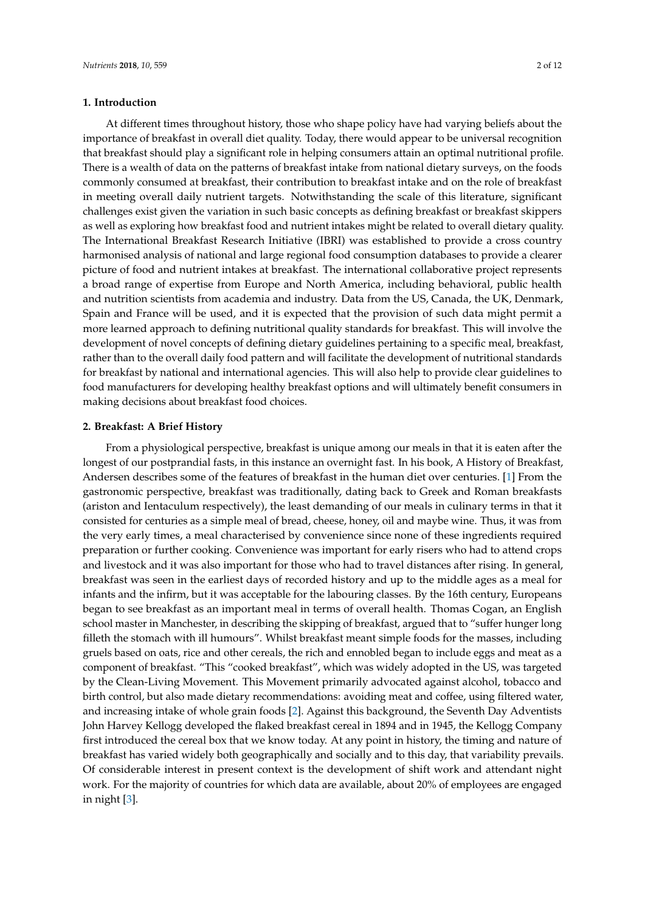## 1. Introduction

At different times throughout history, those who shape policy have had varying beliefs about the importance of breakfast in overall diet quality. Today, there would appear to be universal recognition that breakfast should play a significant role in helping consumers attain an optimal nutritional profile. There is a wealth of data on the patterns of breakfast intake from national dietary surveys, on the foods commonly consumed at breakfast, their contribution to breakfast intake and on the role of breakfast in meeting overall daily nutrient targets. Notwithstanding the scale of this literature, significant challenges exist given the variation in such basic concepts as defining breakfast or breakfast skippers as well as exploring how breakfast food and nutrient intakes might be related to overall dietary quality. The International Breakfast Research Initiative (IBRI) was established to provide a cross country harmonised analysis of national and large regional food consumption databases to provide a clearer picture of food and nutrient intakes at breakfast. The international collaborative project represents a broad range of expertise from Europe and North America, including behavioral, public health and nutrition scientists from academia and industry. Data from the US, Canada, the UK, Denmark, Spain and France will be used, and it is expected that the provision of such data might permit a more learned approach to defining nutritional quality standards for breakfast. This will involve the development of novel concepts of defining dietary guidelines pertaining to a specific meal, breakfast, rather than to the overall daily food pattern and will facilitate the development of nutritional standards for breakfast by national and international agencies. This will also help to provide clear guidelines to food manufacturers for developing healthy breakfast options and will ultimately benefit consumers in making decisions about breakfast food choices.

## 2. Breakfast: A Brief History

From a physiological perspective, breakfast is unique among our meals in that it is eaten after the longest of our postprandial fasts, in this instance an overnight fast. In his book, A History of Breakfast, Andersen describes some of the features of breakfast in the human diet over centuries. [1] From the gastronomic perspective, breakfast was traditionally, dating back to Greek and Roman breakfasts (ariston and Ientaculum respectively), the least demanding of our meals in culinary terms in that it consisted for centuries as a simple meal of bread, cheese, honey, oil and maybe wine. Thus, it was from the very early times, a meal characterised by convenience since none of these ingredients required preparation or further cooking. Convenience was important for early risers who had to attend crops and livestock and it was also important for those who had to travel distances after rising. In general, breakfast was seen in the earliest days of recorded history and up to the middle ages as a meal for infants and the infirm, but it was acceptable for the labouring classes. By the 16th century, Europeans began to see breakfast as an important meal in terms of overall health. Thomas Cogan, an English school master in Manchester, in describing the skipping of breakfast, argued that to "suffer hunger long filleth the stomach with ill humours". Whilst breakfast meant simple foods for the masses, including gruels based on oats, rice and other cereals, the rich and ennobled began to include eggs and meat as a component of breakfast. "This "cooked breakfast", which was widely adopted in the US, was targeted by the Clean-Living Movement. This Movement primarily advocated against alcohol, tobacco and birth control, but also made dietary recommendations: avoiding meat and coffee, using filtered water, and increasing intake of whole grain foods [2]. Against this background, the Seventh Day Adventists John Harvey Kellogg developed the flaked breakfast cereal in 1894 and in 1945, the Kellogg Company first introduced the cereal box that we know today. At any point in history, the timing and nature of breakfast has varied widely both geographically and socially and to this day, that variability prevails. Of considerable interest in present context is the development of shift work and attendant night work. For the majority of countries for which data are available, about 20% of employees are engaged in night [3].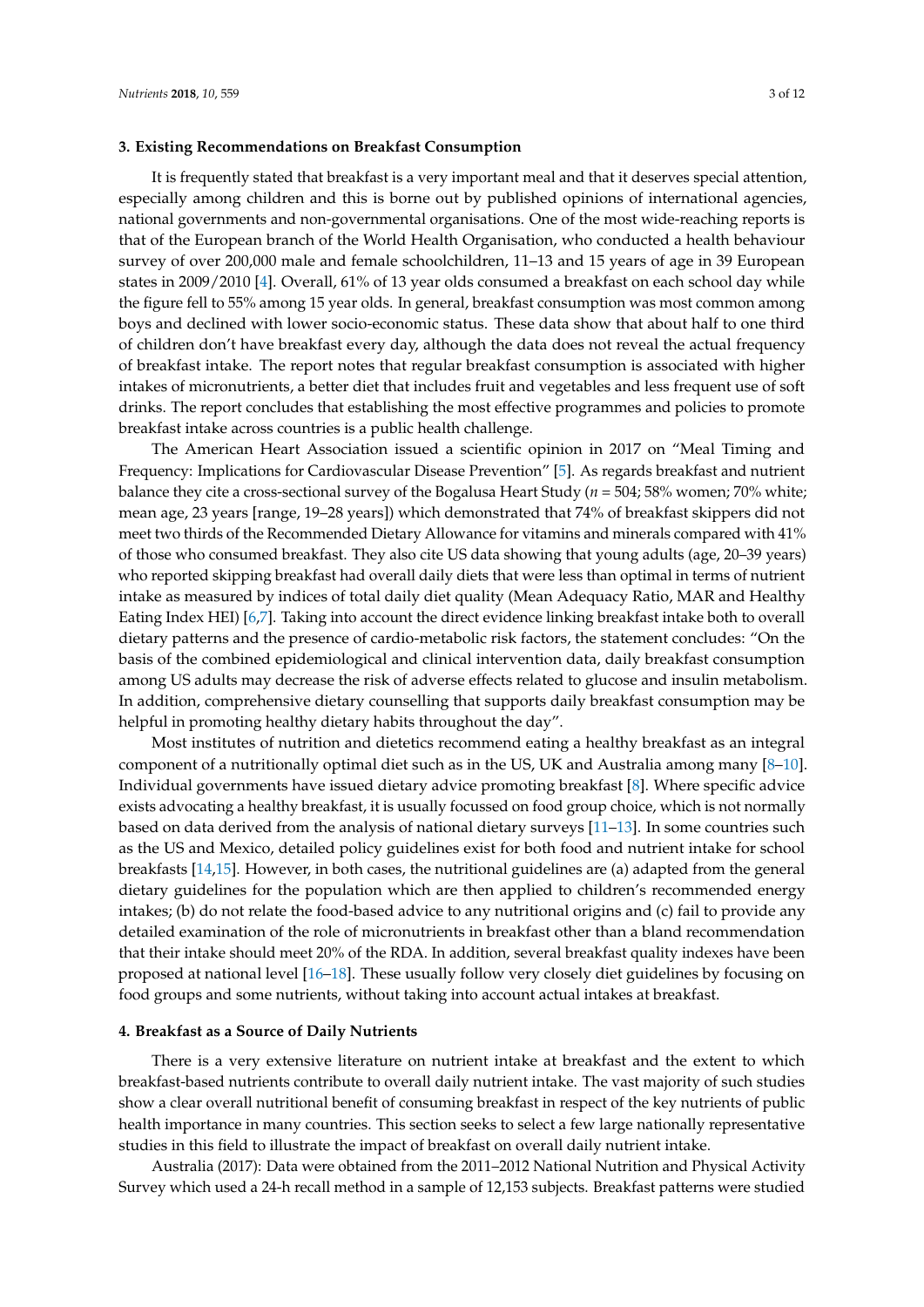## 3. Existing Recommendations on Breakfast Consumption

It is frequently stated that breakfast is a very important meal and that it deserves special attention, especially among children and this is borne out by published opinions of international agencies, national governments and non-governmental organisations. One of the most wide-reaching reports is that of the European branch of the World Health Organisation, who conducted a health behaviour survey of over 200,000 male and female schoolchildren, 11–13 and 15 years of age in 39 European states in 2009/2010 [4]. Overall, 61% of 13 year olds consumed a breakfast on each school day while the figure fell to 55% among 15 year olds. In general, breakfast consumption was most common among boys and declined with lower socio-economic status. These data show that about half to one third of children don't have breakfast every day, although the data does not reveal the actual frequency of breakfast intake. The report notes that regular breakfast consumption is associated with higher intakes of micronutrients, a better diet that includes fruit and vegetables and less frequent use of soft drinks. The report concludes that establishing the most effective programmes and policies to promote breakfast intake across countries is a public health challenge.

The American Heart Association issued a scientific opinion in 2017 on "Meal Timing and Frequency: Implications for Cardiovascular Disease Prevention" [5]. As regards breakfast and nutrient balance they cite a cross-sectional survey of the Bogalusa Heart Study (*n* = 504; 58% women; 70% white; mean age, 23 years [range, 19–28 years]) which demonstrated that 74% of breakfast skippers did not meet two thirds of the Recommended Dietary Allowance for vitamins and minerals compared with 41% of those who consumed breakfast. They also cite US data showing that young adults (age, 20–39 years) who reported skipping breakfast had overall daily diets that were less than optimal in terms of nutrient intake as measured by indices of total daily diet quality (Mean Adequacy Ratio, MAR and Healthy Eating Index HEI) [6,7]. Taking into account the direct evidence linking breakfast intake both to overall dietary patterns and the presence of cardio-metabolic risk factors, the statement concludes: "On the basis of the combined epidemiological and clinical intervention data, daily breakfast consumption among US adults may decrease the risk of adverse effects related to glucose and insulin metabolism. In addition, comprehensive dietary counselling that supports daily breakfast consumption may be helpful in promoting healthy dietary habits throughout the day".

Most institutes of nutrition and dietetics recommend eating a healthy breakfast as an integral component of a nutritionally optimal diet such as in the US, UK and Australia among many [8–10]. Individual governments have issued dietary advice promoting breakfast [8]. Where specific advice exists advocating a healthy breakfast, it is usually focussed on food group choice, which is not normally based on data derived from the analysis of national dietary surveys [11–13]. In some countries such as the US and Mexico, detailed policy guidelines exist for both food and nutrient intake for school breakfasts [14,15]. However, in both cases, the nutritional guidelines are (a) adapted from the general dietary guidelines for the population which are then applied to children's recommended energy intakes; (b) do not relate the food-based advice to any nutritional origins and (c) fail to provide any detailed examination of the role of micronutrients in breakfast other than a bland recommendation that their intake should meet 20% of the RDA. In addition, several breakfast quality indexes have been proposed at national level [16–18]. These usually follow very closely diet guidelines by focusing on food groups and some nutrients, without taking into account actual intakes at breakfast.

## 4. Breakfast as a Source of Daily Nutrients

There is a very extensive literature on nutrient intake at breakfast and the extent to which breakfast-based nutrients contribute to overall daily nutrient intake. The vast majority of such studies show a clear overall nutritional benefit of consuming breakfast in respect of the key nutrients of public health importance in many countries. This section seeks to select a few large nationally representative studies in this field to illustrate the impact of breakfast on overall daily nutrient intake.

Australia (2017): Data were obtained from the 2011–2012 National Nutrition and Physical Activity Survey which used a 24-h recall method in a sample of 12,153 subjects. Breakfast patterns were studied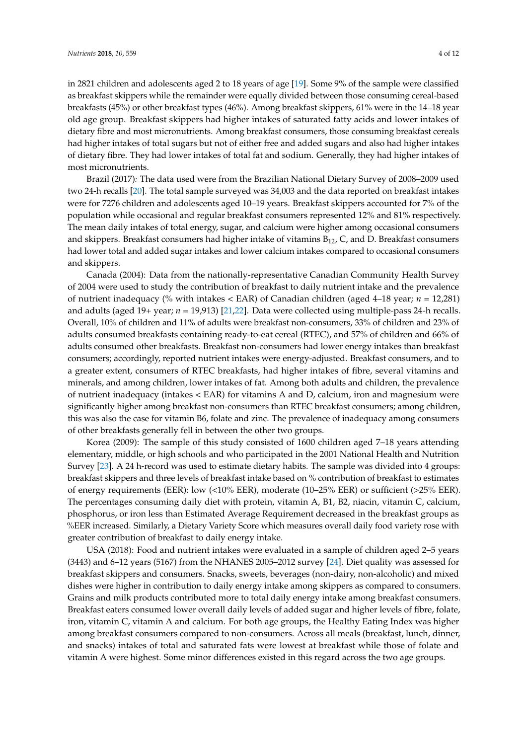in 2821 children and adolescents aged 2 to 18 years of age [19]. Some 9% of the sample were classified as breakfast skippers while the remainder were equally divided between those consuming cereal-based breakfasts (45%) or other breakfast types (46%). Among breakfast skippers, 61% were in the 14–18 year old age group. Breakfast skippers had higher intakes of saturated fatty acids and lower intakes of dietary fibre and most micronutrients. Among breakfast consumers, those consuming breakfast cereals had higher intakes of total sugars but not of either free and added sugars and also had higher intakes of dietary fibre. They had lower intakes of total fat and sodium. Generally, they had higher intakes of most micronutrients.

Brazil (2017)*:* The data used were from the Brazilian National Dietary Survey of 2008–2009 used two 24-h recalls [20]. The total sample surveyed was 34,003 and the data reported on breakfast intakes were for 7276 children and adolescents aged 10–19 years. Breakfast skippers accounted for 7% of the population while occasional and regular breakfast consumers represented 12% and 81% respectively. The mean daily intakes of total energy, sugar, and calcium were higher among occasional consumers and skippers. Breakfast consumers had higher intake of vitamins $B_{12}$, C, and D. Breakfast consumers had lower total and added sugar intakes and lower calcium intakes compared to occasional consumers and skippers.

Canada (2004): Data from the nationally-representative Canadian Community Health Survey of 2004 were used to study the contribution of breakfast to daily nutrient intake and the prevalence of nutrient inadequacy (% with intakes < EAR) of Canadian children (aged 4–18 year; $n$ = 12,281) and adults (aged 19+ year; $n$ = 19,913) [21,22]. Data were collected using multiple-pass 24-h recalls. Overall, 10% of children and 11% of adults were breakfast non-consumers, 33% of children and 23% of adults consumed breakfasts containing ready-to-eat cereal (RTEC), and 57% of children and 66% of adults consumed other breakfasts. Breakfast non-consumers had lower energy intakes than breakfast consumers; accordingly, reported nutrient intakes were energy-adjusted. Breakfast consumers, and to a greater extent, consumers of RTEC breakfasts, had higher intakes of fibre, several vitamins and minerals, and among children, lower intakes of fat. Among both adults and children, the prevalence of nutrient inadequacy (intakes < EAR) for vitamins A and D, calcium, iron and magnesium were significantly higher among breakfast non-consumers than RTEC breakfast consumers; among children, this was also the case for vitamin B6, folate and zinc. The prevalence of inadequacy among consumers of other breakfasts generally fell in between the other two groups.

Korea (2009): The sample of this study consisted of 1600 children aged 7–18 years attending elementary, middle, or high schools and who participated in the 2001 National Health and Nutrition Survey [23]. A 24 h-record was used to estimate dietary habits. The sample was divided into 4 groups: breakfast skippers and three levels of breakfast intake based on % contribution of breakfast to estimates of energy requirements (EER): low (<10% EER), moderate (10–25% EER) or sufficient (>25% EER). The percentages consuming daily diet with protein, vitamin A, B1, B2, niacin, vitamin C, calcium, phosphorus, or iron less than Estimated Average Requirement decreased in the breakfast groups as %EER increased. Similarly, a Dietary Variety Score which measures overall daily food variety rose with greater contribution of breakfast to daily energy intake.

USA (2018): Food and nutrient intakes were evaluated in a sample of children aged 2–5 years (3443) and 6–12 years (5167) from the NHANES 2005–2012 survey [24]. Diet quality was assessed for breakfast skippers and consumers. Snacks, sweets, beverages (non-dairy, non-alcoholic) and mixed dishes were higher in contribution to daily energy intake among skippers as compared to consumers. Grains and milk products contributed more to total daily energy intake among breakfast consumers. Breakfast eaters consumed lower overall daily levels of added sugar and higher levels of fibre, folate, iron, vitamin C, vitamin A and calcium. For both age groups, the Healthy Eating Index was higher among breakfast consumers compared to non-consumers. Across all meals (breakfast, lunch, dinner, and snacks) intakes of total and saturated fats were lowest at breakfast while those of folate and vitamin A were highest. Some minor differences existed in this regard across the two age groups.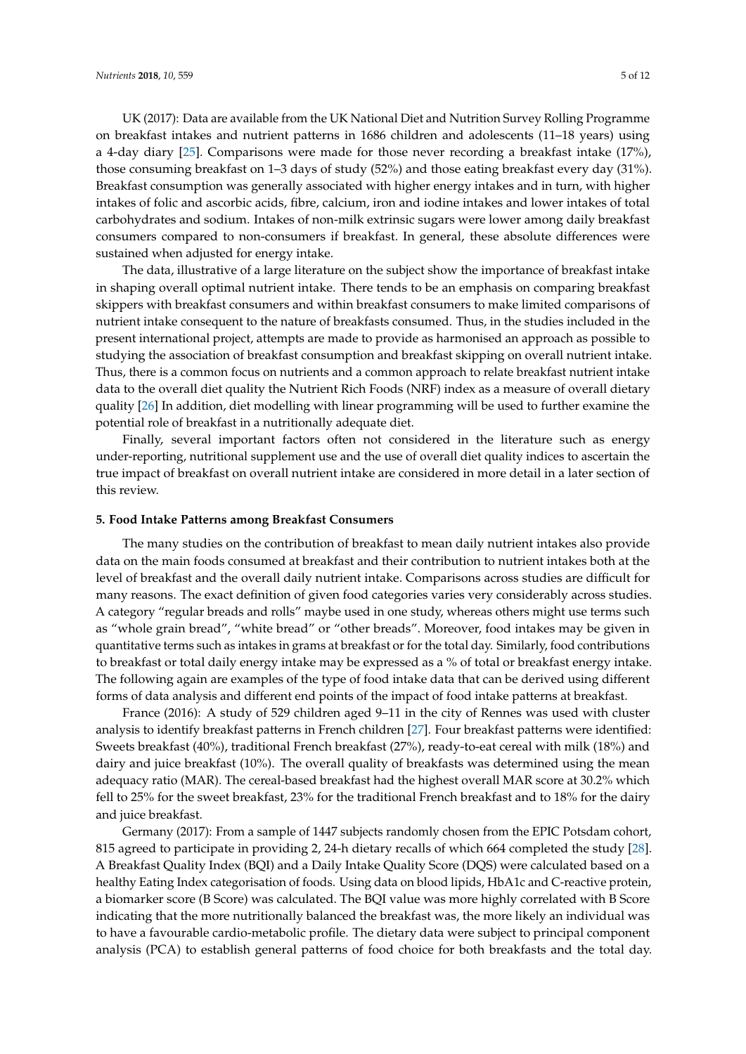UK (2017): Data are available from the UK National Diet and Nutrition Survey Rolling Programme on breakfast intakes and nutrient patterns in 1686 children and adolescents (11–18 years) using a 4-day diary [25]. Comparisons were made for those never recording a breakfast intake (17%), those consuming breakfast on 1–3 days of study (52%) and those eating breakfast every day (31%). Breakfast consumption was generally associated with higher energy intakes and in turn, with higher intakes of folic and ascorbic acids, fibre, calcium, iron and iodine intakes and lower intakes of total carbohydrates and sodium. Intakes of non-milk extrinsic sugars were lower among daily breakfast consumers compared to non-consumers if breakfast. In general, these absolute differences were sustained when adjusted for energy intake.

The data, illustrative of a large literature on the subject show the importance of breakfast intake in shaping overall optimal nutrient intake. There tends to be an emphasis on comparing breakfast skippers with breakfast consumers and within breakfast consumers to make limited comparisons of nutrient intake consequent to the nature of breakfasts consumed. Thus, in the studies included in the present international project, attempts are made to provide as harmonised an approach as possible to studying the association of breakfast consumption and breakfast skipping on overall nutrient intake. Thus, there is a common focus on nutrients and a common approach to relate breakfast nutrient intake data to the overall diet quality the Nutrient Rich Foods (NRF) index as a measure of overall dietary quality [26] In addition, diet modelling with linear programming will be used to further examine the potential role of breakfast in a nutritionally adequate diet.

Finally, several important factors often not considered in the literature such as energy under-reporting, nutritional supplement use and the use of overall diet quality indices to ascertain the true impact of breakfast on overall nutrient intake are considered in more detail in a later section of this review.

## 5. Food Intake Patterns among Breakfast Consumers

The many studies on the contribution of breakfast to mean daily nutrient intakes also provide data on the main foods consumed at breakfast and their contribution to nutrient intakes both at the level of breakfast and the overall daily nutrient intake. Comparisons across studies are difficult for many reasons. The exact definition of given food categories varies very considerably across studies. A category "regular breads and rolls" maybe used in one study, whereas others might use terms such as "whole grain bread", "white bread" or "other breads". Moreover, food intakes may be given in quantitative terms such as intakes in grams at breakfast or for the total day. Similarly, food contributions to breakfast or total daily energy intake may be expressed as a % of total or breakfast energy intake. The following again are examples of the type of food intake data that can be derived using different forms of data analysis and different end points of the impact of food intake patterns at breakfast.

France (2016): A study of 529 children aged 9–11 in the city of Rennes was used with cluster analysis to identify breakfast patterns in French children [27]. Four breakfast patterns were identified: Sweets breakfast (40%), traditional French breakfast (27%), ready-to-eat cereal with milk (18%) and dairy and juice breakfast (10%). The overall quality of breakfasts was determined using the mean adequacy ratio (MAR). The cereal-based breakfast had the highest overall MAR score at 30.2% which fell to 25% for the sweet breakfast, 23% for the traditional French breakfast and to 18% for the dairy and juice breakfast.

Germany (2017): From a sample of 1447 subjects randomly chosen from the EPIC Potsdam cohort, 815 agreed to participate in providing 2, 24-h dietary recalls of which 664 completed the study [28]. A Breakfast Quality Index (BQI) and a Daily Intake Quality Score (DQS) were calculated based on a healthy Eating Index categorisation of foods. Using data on blood lipids, HbA1c and C-reactive protein, a biomarker score (B Score) was calculated. The BQI value was more highly correlated with B Score indicating that the more nutritionally balanced the breakfast was, the more likely an individual was to have a favourable cardio-metabolic profile. The dietary data were subject to principal component analysis (PCA) to establish general patterns of food choice for both breakfasts and the total day.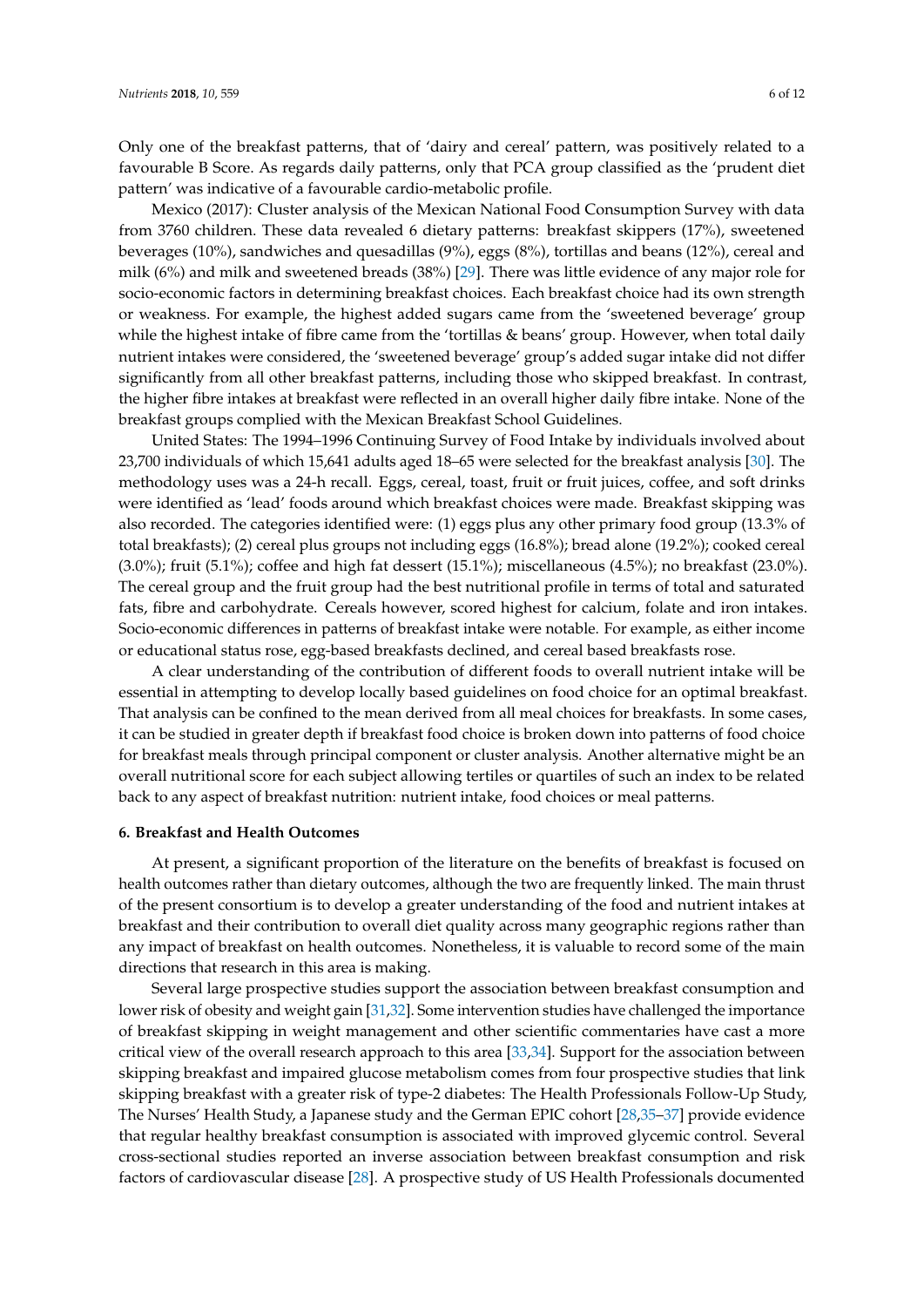Only one of the breakfast patterns, that of 'dairy and cereal' pattern, was positively related to a favourable B Score. As regards daily patterns, only that PCA group classified as the 'prudent diet pattern' was indicative of a favourable cardio-metabolic profile.

Mexico (2017): Cluster analysis of the Mexican National Food Consumption Survey with data from 3760 children. These data revealed 6 dietary patterns: breakfast skippers (17%), sweetened beverages (10%), sandwiches and quesadillas (9%), eggs (8%), tortillas and beans (12%), cereal and milk (6%) and milk and sweetened breads (38%) [29]. There was little evidence of any major role for socio-economic factors in determining breakfast choices. Each breakfast choice had its own strength or weakness. For example, the highest added sugars came from the 'sweetened beverage' group while the highest intake of fibre came from the 'tortillas & beans' group. However, when total daily nutrient intakes were considered, the 'sweetened beverage' group's added sugar intake did not differ significantly from all other breakfast patterns, including those who skipped breakfast. In contrast, the higher fibre intakes at breakfast were reflected in an overall higher daily fibre intake. None of the breakfast groups complied with the Mexican Breakfast School Guidelines.

United States: The 1994–1996 Continuing Survey of Food Intake by individuals involved about 23,700 individuals of which 15,641 adults aged 18–65 were selected for the breakfast analysis [30]. The methodology uses was a 24-h recall. Eggs, cereal, toast, fruit or fruit juices, coffee, and soft drinks were identified as 'lead' foods around which breakfast choices were made. Breakfast skipping was also recorded. The categories identified were: (1) eggs plus any other primary food group (13.3% of total breakfasts); (2) cereal plus groups not including eggs (16.8%); bread alone (19.2%); cooked cereal (3.0%); fruit (5.1%); coffee and high fat dessert (15.1%); miscellaneous (4.5%); no breakfast (23.0%). The cereal group and the fruit group had the best nutritional profile in terms of total and saturated fats, fibre and carbohydrate. Cereals however, scored highest for calcium, folate and iron intakes. Socio-economic differences in patterns of breakfast intake were notable. For example, as either income or educational status rose, egg-based breakfasts declined, and cereal based breakfasts rose.

A clear understanding of the contribution of different foods to overall nutrient intake will be essential in attempting to develop locally based guidelines on food choice for an optimal breakfast. That analysis can be confined to the mean derived from all meal choices for breakfasts. In some cases, it can be studied in greater depth if breakfast food choice is broken down into patterns of food choice for breakfast meals through principal component or cluster analysis. Another alternative might be an overall nutritional score for each subject allowing tertiles or quartiles of such an index to be related back to any aspect of breakfast nutrition: nutrient intake, food choices or meal patterns.

## 6. Breakfast and Health Outcomes

At present, a significant proportion of the literature on the benefits of breakfast is focused on health outcomes rather than dietary outcomes, although the two are frequently linked. The main thrust of the present consortium is to develop a greater understanding of the food and nutrient intakes at breakfast and their contribution to overall diet quality across many geographic regions rather than any impact of breakfast on health outcomes. Nonetheless, it is valuable to record some of the main directions that research in this area is making.

Several large prospective studies support the association between breakfast consumption and lower risk of obesity and weight gain [31,32]. Some intervention studies have challenged the importance of breakfast skipping in weight management and other scientific commentaries have cast a more critical view of the overall research approach to this area [33,34]. Support for the association between skipping breakfast and impaired glucose metabolism comes from four prospective studies that link skipping breakfast with a greater risk of type-2 diabetes: The Health Professionals Follow-Up Study, The Nurses' Health Study, a Japanese study and the German EPIC cohort [28,35–37] provide evidence that regular healthy breakfast consumption is associated with improved glycemic control. Several cross-sectional studies reported an inverse association between breakfast consumption and risk factors of cardiovascular disease [28]. A prospective study of US Health Professionals documented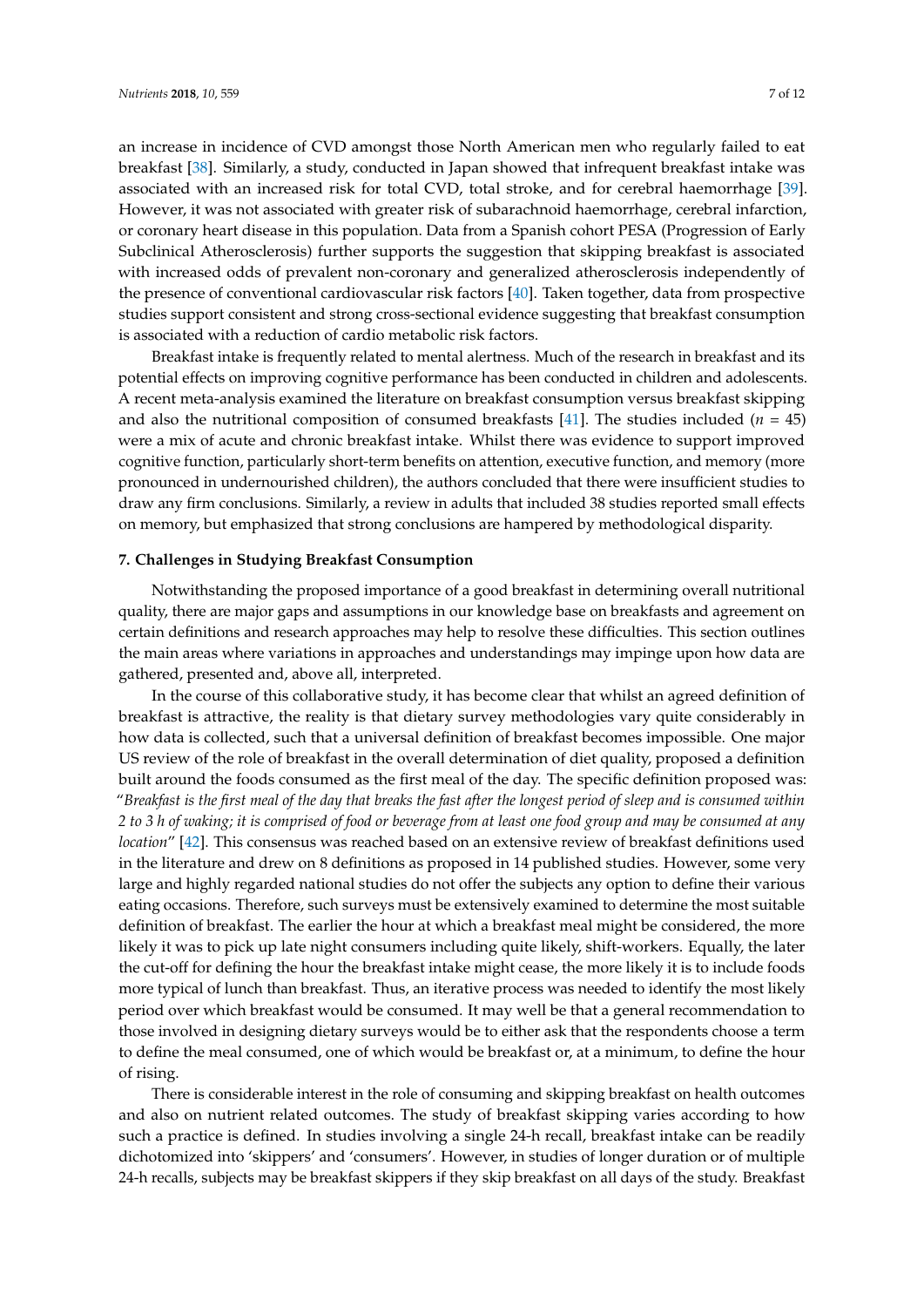an increase in incidence of CVD amongst those North American men who regularly failed to eat breakfast [38]. Similarly, a study, conducted in Japan showed that infrequent breakfast intake was associated with an increased risk for total CVD, total stroke, and for cerebral haemorrhage [39]. However, it was not associated with greater risk of subarachnoid haemorrhage, cerebral infarction, or coronary heart disease in this population. Data from a Spanish cohort PESA (Progression of Early Subclinical Atherosclerosis) further supports the suggestion that skipping breakfast is associated with increased odds of prevalent non-coronary and generalized atherosclerosis independently of the presence of conventional cardiovascular risk factors [40]. Taken together, data from prospective studies support consistent and strong cross-sectional evidence suggesting that breakfast consumption is associated with a reduction of cardio metabolic risk factors.

Breakfast intake is frequently related to mental alertness. Much of the research in breakfast and its potential effects on improving cognitive performance has been conducted in children and adolescents. A recent meta-analysis examined the literature on breakfast consumption versus breakfast skipping and also the nutritional composition of consumed breakfasts [41]. The studies included ($n$ = 45) were a mix of acute and chronic breakfast intake. Whilst there was evidence to support improved cognitive function, particularly short-term benefits on attention, executive function, and memory (more pronounced in undernourished children), the authors concluded that there were insufficient studies to draw any firm conclusions. Similarly, a review in adults that included 38 studies reported small effects on memory, but emphasized that strong conclusions are hampered by methodological disparity.

## 7. Challenges in Studying Breakfast Consumption

Notwithstanding the proposed importance of a good breakfast in determining overall nutritional quality, there are major gaps and assumptions in our knowledge base on breakfasts and agreement on certain definitions and research approaches may help to resolve these difficulties. This section outlines the main areas where variations in approaches and understandings may impinge upon how data are gathered, presented and, above all, interpreted.

In the course of this collaborative study, it has become clear that whilst an agreed definition of breakfast is attractive, the reality is that dietary survey methodologies vary quite considerably in how data is collected, such that a universal definition of breakfast becomes impossible. One major US review of the role of breakfast in the overall determination of diet quality, proposed a definition built around the foods consumed as the first meal of the day. The specific definition proposed was: "*Breakfast is the first meal of the day that breaks the fast after the longest period of sleep and is consumed within 2 to 3 h of waking; it is comprised of food or beverage from at least one food group and may be consumed at any location*" [42]. This consensus was reached based on an extensive review of breakfast definitions used in the literature and drew on 8 definitions as proposed in 14 published studies. However, some very large and highly regarded national studies do not offer the subjects any option to define their various eating occasions. Therefore, such surveys must be extensively examined to determine the most suitable definition of breakfast. The earlier the hour at which a breakfast meal might be considered, the more likely it was to pick up late night consumers including quite likely, shift-workers. Equally, the later the cut-off for defining the hour the breakfast intake might cease, the more likely it is to include foods more typical of lunch than breakfast. Thus, an iterative process was needed to identify the most likely period over which breakfast would be consumed. It may well be that a general recommendation to those involved in designing dietary surveys would be to either ask that the respondents choose a term to define the meal consumed, one of which would be breakfast or, at a minimum, to define the hour of rising.

There is considerable interest in the role of consuming and skipping breakfast on health outcomes and also on nutrient related outcomes. The study of breakfast skipping varies according to how such a practice is defined. In studies involving a single 24-h recall, breakfast intake can be readily dichotomized into 'skippers' and 'consumers'. However, in studies of longer duration or of multiple 24-h recalls, subjects may be breakfast skippers if they skip breakfast on all days of the study. Breakfast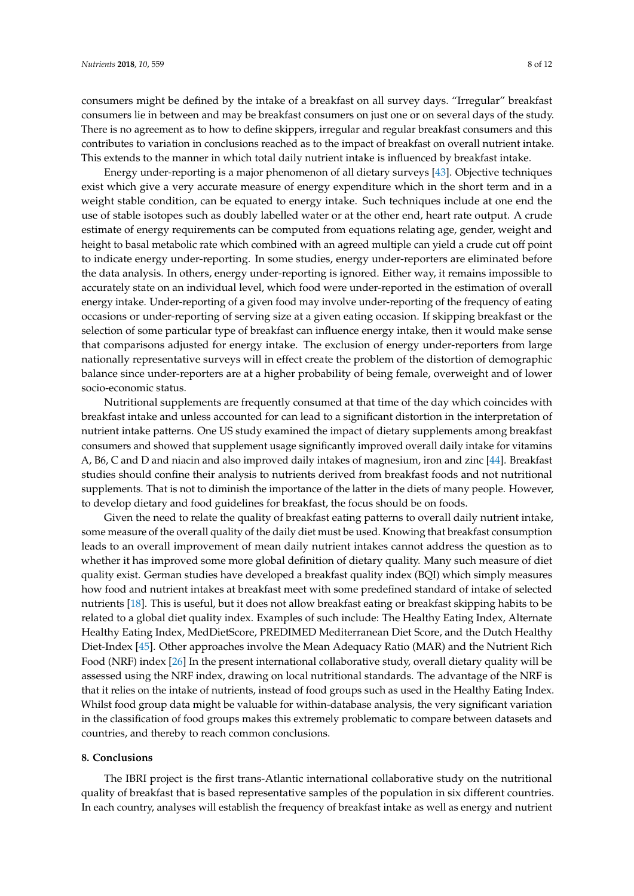consumers might be defined by the intake of a breakfast on all survey days. "Irregular" breakfast consumers lie in between and may be breakfast consumers on just one or on several days of the study. There is no agreement as to how to define skippers, irregular and regular breakfast consumers and this contributes to variation in conclusions reached as to the impact of breakfast on overall nutrient intake. This extends to the manner in which total daily nutrient intake is influenced by breakfast intake.

Energy under-reporting is a major phenomenon of all dietary surveys [43]. Objective techniques exist which give a very accurate measure of energy expenditure which in the short term and in a weight stable condition, can be equated to energy intake. Such techniques include at one end the use of stable isotopes such as doubly labelled water or at the other end, heart rate output. A crude estimate of energy requirements can be computed from equations relating age, gender, weight and height to basal metabolic rate which combined with an agreed multiple can yield a crude cut off point to indicate energy under-reporting. In some studies, energy under-reporters are eliminated before the data analysis. In others, energy under-reporting is ignored. Either way, it remains impossible to accurately state on an individual level, which food were under-reported in the estimation of overall energy intake. Under-reporting of a given food may involve under-reporting of the frequency of eating occasions or under-reporting of serving size at a given eating occasion. If skipping breakfast or the selection of some particular type of breakfast can influence energy intake, then it would make sense that comparisons adjusted for energy intake. The exclusion of energy under-reporters from large nationally representative surveys will in effect create the problem of the distortion of demographic balance since under-reporters are at a higher probability of being female, overweight and of lower socio-economic status.

Nutritional supplements are frequently consumed at that time of the day which coincides with breakfast intake and unless accounted for can lead to a significant distortion in the interpretation of nutrient intake patterns. One US study examined the impact of dietary supplements among breakfast consumers and showed that supplement usage significantly improved overall daily intake for vitamins A, B6, C and D and niacin and also improved daily intakes of magnesium, iron and zinc [44]. Breakfast studies should confine their analysis to nutrients derived from breakfast foods and not nutritional supplements. That is not to diminish the importance of the latter in the diets of many people. However, to develop dietary and food guidelines for breakfast, the focus should be on foods.

Given the need to relate the quality of breakfast eating patterns to overall daily nutrient intake, some measure of the overall quality of the daily diet must be used. Knowing that breakfast consumption leads to an overall improvement of mean daily nutrient intakes cannot address the question as to whether it has improved some more global definition of dietary quality. Many such measure of diet quality exist. German studies have developed a breakfast quality index (BQI) which simply measures how food and nutrient intakes at breakfast meet with some predefined standard of intake of selected nutrients [18]. This is useful, but it does not allow breakfast eating or breakfast skipping habits to be related to a global diet quality index. Examples of such include: The Healthy Eating Index, Alternate Healthy Eating Index, MedDietScore, PREDIMED Mediterranean Diet Score, and the Dutch Healthy Diet-Index [45]. Other approaches involve the Mean Adequacy Ratio (MAR) and the Nutrient Rich Food (NRF) index [26] In the present international collaborative study, overall dietary quality will be assessed using the NRF index, drawing on local nutritional standards. The advantage of the NRF is that it relies on the intake of nutrients, instead of food groups such as used in the Healthy Eating Index. Whilst food group data might be valuable for within-database analysis, the very significant variation in the classification of food groups makes this extremely problematic to compare between datasets and countries, and thereby to reach common conclusions.

## 8. Conclusions

The IBRI project is the first trans-Atlantic international collaborative study on the nutritional quality of breakfast that is based representative samples of the population in six different countries. In each country, analyses will establish the frequency of breakfast intake as well as energy and nutrient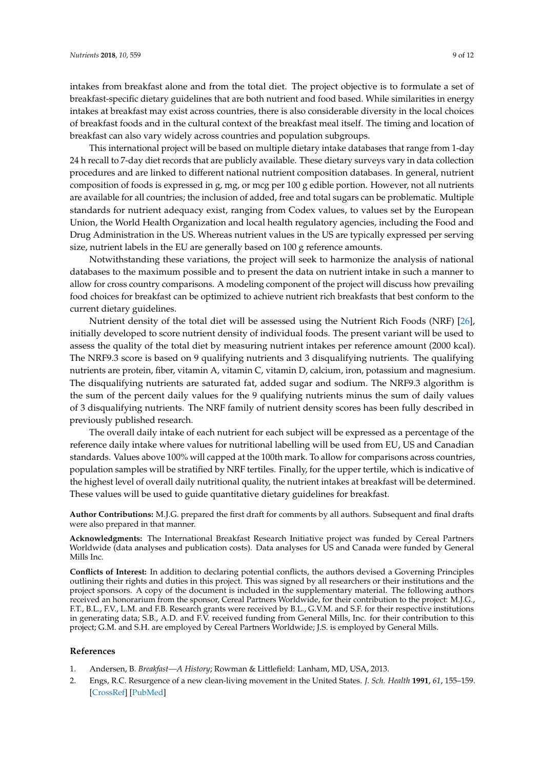intakes from breakfast alone and from the total diet. The project objective is to formulate a set of breakfast-specific dietary guidelines that are both nutrient and food based. While similarities in energy intakes at breakfast may exist across countries, there is also considerable diversity in the local choices of breakfast foods and in the cultural context of the breakfast meal itself. The timing and location of breakfast can also vary widely across countries and population subgroups.

This international project will be based on multiple dietary intake databases that range from 1-day 24 h recall to 7-day diet records that are publicly available. These dietary surveys vary in data collection procedures and are linked to different national nutrient composition databases. In general, nutrient composition of foods is expressed in g, mg, or mcg per 100 g edible portion. However, not all nutrients are available for all countries; the inclusion of added, free and total sugars can be problematic. Multiple standards for nutrient adequacy exist, ranging from Codex values, to values set by the European Union, the World Health Organization and local health regulatory agencies, including the Food and Drug Administration in the US. Whereas nutrient values in the US are typically expressed per serving size, nutrient labels in the EU are generally based on 100 g reference amounts.

Notwithstanding these variations, the project will seek to harmonize the analysis of national databases to the maximum possible and to present the data on nutrient intake in such a manner to allow for cross country comparisons. A modeling component of the project will discuss how prevailing food choices for breakfast can be optimized to achieve nutrient rich breakfasts that best conform to the current dietary guidelines.

Nutrient density of the total diet will be assessed using the Nutrient Rich Foods (NRF) [26], initially developed to score nutrient density of individual foods. The present variant will be used to assess the quality of the total diet by measuring nutrient intakes per reference amount (2000 kcal). The NRF9.3 score is based on 9 qualifying nutrients and 3 disqualifying nutrients. The qualifying nutrients are protein, fiber, vitamin A, vitamin C, vitamin D, calcium, iron, potassium and magnesium. The disqualifying nutrients are saturated fat, added sugar and sodium. The NRF9.3 algorithm is the sum of the percent daily values for the 9 qualifying nutrients minus the sum of daily values of 3 disqualifying nutrients. The NRF family of nutrient density scores has been fully described in previously published research.

The overall daily intake of each nutrient for each subject will be expressed as a percentage of the reference daily intake where values for nutritional labelling will be used from EU, US and Canadian standards. Values above 100% will capped at the 100th mark. To allow for comparisons across countries, population samples will be stratified by NRF tertiles. Finally, for the upper tertile, which is indicative of the highest level of overall daily nutritional quality, the nutrient intakes at breakfast will be determined. These values will be used to guide quantitative dietary guidelines for breakfast.

**Author Contributions:** M.J.G. prepared the first draft for comments by all authors. Subsequent and final drafts were also prepared in that manner.

**Acknowledgments:** The International Breakfast Research Initiative project was funded by Cereal Partners Worldwide (data analyses and publication costs). Data analyses for US and Canada were funded by General Mills Inc.

**Conflicts of Interest:** In addition to declaring potential conflicts, the authors devised a Governing Principles outlining their rights and duties in this project. This was signed by all researchers or their institutions and the project sponsors. A copy of the document is included in the supplementary material. The following authors received an honorarium from the sponsor, Cereal Partners Worldwide, for their contribution to the project: M.J.G., F.T., B.L., F.V., L.M. and F.B. Research grants were received by B.L., G.V.M. and S.F. for their respective institutions in generating data; S.B., A.D. and F.V. received funding from General Mills, Inc. for their contribution to this project; G.M. and S.H. are employed by Cereal Partners Worldwide; J.S. is employed by General Mills.

## References

1. Andersen, B. *Breakfast—A History*; Rowman & Littlefield: Lanham, MD, USA, 2013.
2. Engs, R.C. Resurgence of a new clean-living movement in the United States. *J. Sch. Health* **1991**, *61*, 155–159. [CrossRef] [PubMed]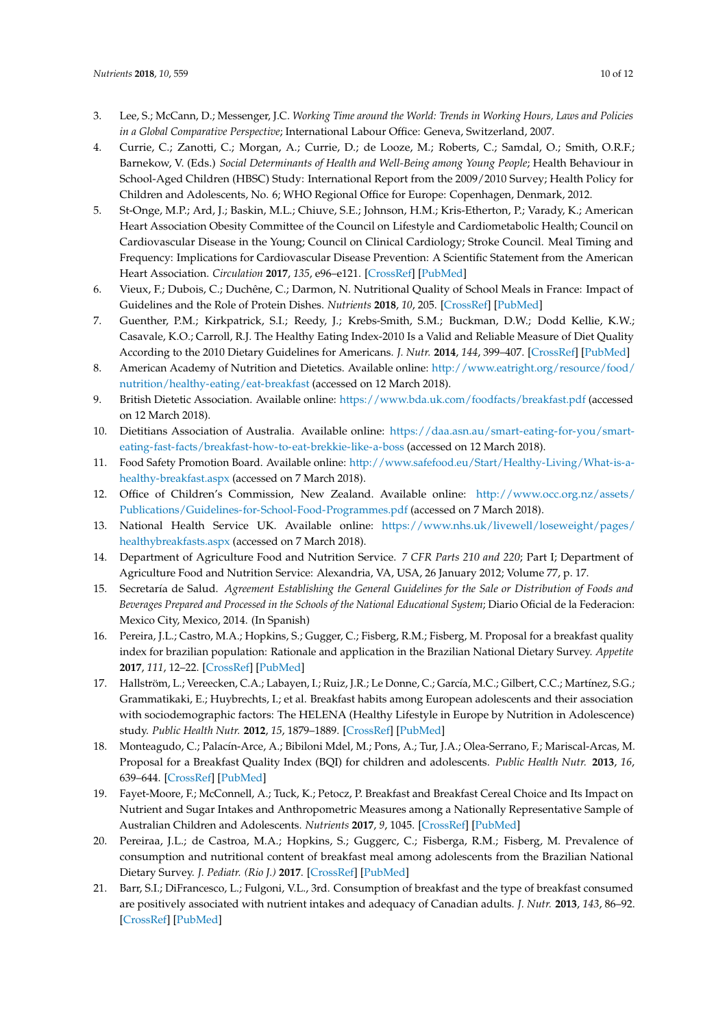3. Lee, S.; McCann, D.; Messenger, J.C. *Working Time around the World: Trends in Working Hours, Laws and Policies in a Global Comparative Perspective*; International Labour Office: Geneva, Switzerland, 2007.
4. Currie, C.; Zanotti, C.; Morgan, A.; Currie, D.; de Looze, M.; Roberts, C.; Samdal, O.; Smith, O.R.F.; Barnekow, V. (Eds.) *Social Determinants of Health and Well-Being among Young People*; Health Behaviour in School-Aged Children (HBSC) Study: International Report from the 2009/2010 Survey; Health Policy for Children and Adolescents, No. 6; WHO Regional Office for Europe: Copenhagen, Denmark, 2012.
5. St-Onge, M.P.; Ard, J.; Baskin, M.L.; Chiuve, S.E.; Johnson, H.M.; Kris-Etherton, P.; Varady, K.; American Heart Association Obesity Committee of the Council on Lifestyle and Cardiometabolic Health; Council on Cardiovascular Disease in the Young; Council on Clinical Cardiology; Stroke Council. Meal Timing and Frequency: Implications for Cardiovascular Disease Prevention: A Scientific Statement from the American Heart Association. *Circulation* **2017**, *135*, e96–e121. [CrossRef] [PubMed]
6. Vieux, F.; Dubois, C.; Duchêne, C.; Darmon, N. Nutritional Quality of School Meals in France: Impact of Guidelines and the Role of Protein Dishes. *Nutrients* **2018**, *10*, 205. [CrossRef] [PubMed]
7. Guenther, P.M.; Kirkpatrick, S.I.; Reedy, J.; Krebs-Smith, S.M.; Buckman, D.W.; Dodd Kellie, K.W.; Casavale, K.O.; Carroll, R.J. The Healthy Eating Index-2010 Is a Valid and Reliable Measure of Diet Quality According to the 2010 Dietary Guidelines for Americans. *J. Nutr.* **2014**, *144*, 399–407. [CrossRef] [PubMed]
8. American Academy of Nutrition and Dietetics. Available online: http://www.eatright.org/resource/food/nutrition/healthy-eating/eat-breakfast (accessed on 12 March 2018).
9. British Dietetic Association. Available online: https://www.bda.uk.com/foodfacts/breakfast.pdf (accessed on 12 March 2018).
10. Dietitians Association of Australia. Available online: https://daa.asn.au/smart-eating-for-you/smart-eating-fast-facts/breakfast-how-to-eat-brekkie-like-a-boss (accessed on 12 March 2018).
11. Food Safety Promotion Board. Available online: http://www.safefood.eu/Start/Healthy-Living/What-is-a-healthy-breakfast.aspx (accessed on 7 March 2018).
12. Office of Children's Commission, New Zealand. Available online: http://www.occ.org.nz/assets/Publications/Guidelines-for-School-Food-Programmes.pdf (accessed on 7 March 2018).
13. National Health Service UK. Available online: https://www.nhs.uk/livewell/loseweight/pages/healthybreakfasts.aspx (accessed on 7 March 2018).
14. Department of Agriculture Food and Nutrition Service. *7 CFR Parts 210 and 220*; Part I; Department of Agriculture Food and Nutrition Service: Alexandria, VA, USA, 26 January 2012; Volume 77, p. 17.
15. Secretaría de Salud. *Agreement Establishing the General Guidelines for the Sale or Distribution of Foods and Beverages Prepared and Processed in the Schools of the National Educational System*; Diario Oficial de la Federacion: Mexico City, Mexico, 2014. (In Spanish)
16. Pereira, J.L.; Castro, M.A.; Hopkins, S.; Gugger, C.; Fisberg, R.M.; Fisberg, M. Proposal for a breakfast quality index for brazilian population: Rationale and application in the Brazilian National Dietary Survey. *Appetite* **2017**, *111*, 12–22. [CrossRef] [PubMed]
17. Hallström, L.; Vereecken, C.A.; Labayen, I.; Ruiz, J.R.; Le Donne, C.; García, M.C.; Gilbert, C.C.; Martínez, S.G.; Grammatikaki, E.; Huybrechts, I.; et al. Breakfast habits among European adolescents and their association with sociodemographic factors: The HELENA (Healthy Lifestyle in Europe by Nutrition in Adolescence) study. *Public Health Nutr.* **2012**, *15*, 1879–1889. [CrossRef] [PubMed]
18. Monteagudo, C.; Palacín-Arce, A.; Bibiloni Mdel, M.; Pons, A.; Tur, J.A.; Olea-Serrano, F.; Mariscal-Arcas, M. Proposal for a Breakfast Quality Index (BQI) for children and adolescents. *Public Health Nutr.* **2013**, *16*, 639–644. [CrossRef] [PubMed]
19. Fayet-Moore, F.; McConnell, A.; Tuck, K.; Petocz, P. Breakfast and Breakfast Cereal Choice and Its Impact on Nutrient and Sugar Intakes and Anthropometric Measures among a Nationally Representative Sample of Australian Children and Adolescents. *Nutrients* **2017**, *9*, 1045. [CrossRef] [PubMed]
20. Pereiraa, J.L.; de Castroa, M.A.; Hopkins, S.; Guggerc, C.; Fisberga, R.M.; Fisberg, M. Prevalence of consumption and nutritional content of breakfast meal among adolescents from the Brazilian National Dietary Survey. *J. Pediatr. (Rio J.)* **2017**. [CrossRef] [PubMed]
21. Barr, S.I.; DiFrancesco, L.; Fulgoni, V.L., 3rd. Consumption of breakfast and the type of breakfast consumed are positively associated with nutrient intakes and adequacy of Canadian adults. *J. Nutr.* **2013**, *143*, 86–92. [CrossRef] [PubMed]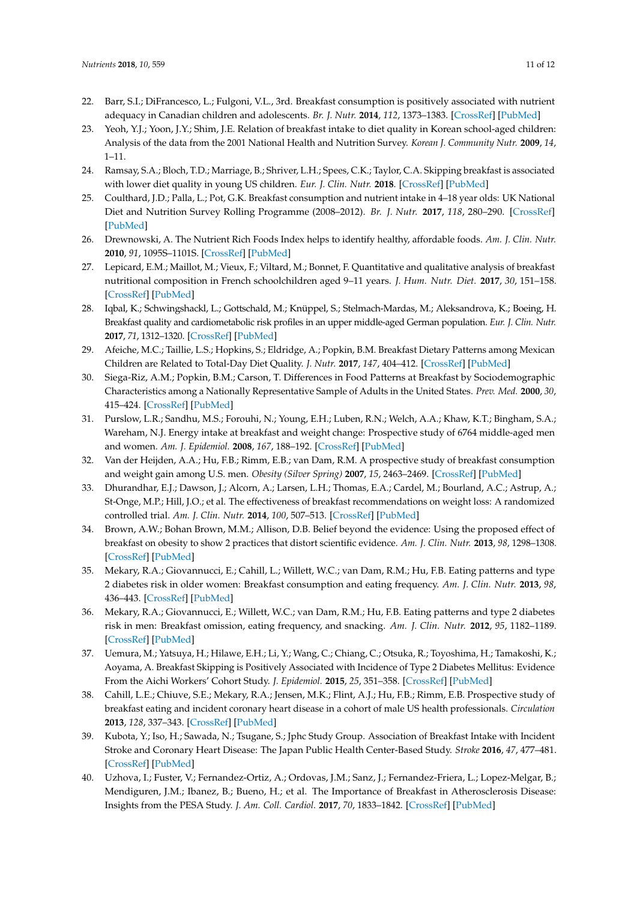22. Barr, S.I.; DiFrancesco, L.; Fulgoni, V.L., 3rd. Breakfast consumption is positively associated with nutrient adequacy in Canadian children and adolescents. *Br. J. Nutr.* **2014**, *112*, 1373–1383. [CrossRef] [PubMed]
23. Yeoh, Y.J.; Yoon, J.Y.; Shim, J.E. Relation of breakfast intake to diet quality in Korean school-aged children: Analysis of the data from the 2001 National Health and Nutrition Survey. *Korean J. Community Nutr.* **2009**, *14*, 1–11.
24. Ramsay, S.A.; Bloch, T.D.; Marriage, B.; Shriver, L.H.; Spees, C.K.; Taylor, C.A. Skipping breakfast is associated with lower diet quality in young US children. *Eur. J. Clin. Nutr.* **2018**. [CrossRef] [PubMed]
25. Coulthard, J.D.; Palla, L.; Pot, G.K. Breakfast consumption and nutrient intake in 4–18 year olds: UK National Diet and Nutrition Survey Rolling Programme (2008–2012). *Br. J. Nutr.* **2017**, *118*, 280–290. [CrossRef] [PubMed]
26. Drewnowski, A. The Nutrient Rich Foods Index helps to identify healthy, affordable foods. *Am. J. Clin. Nutr.* **2010**, *91*, 1095S–1101S. [CrossRef] [PubMed]
27. Lepicard, E.M.; Maillot, M.; Vieux, F.; Viltard, M.; Bonnet, F. Quantitative and qualitative analysis of breakfast nutritional composition in French schoolchildren aged 9–11 years. *J. Hum. Nutr. Diet.* **2017**, *30*, 151–158. [CrossRef] [PubMed]
28. Iqbal, K.; Schwingshackl, L.; Gottschald, M.; Knüppel, S.; Stelmach-Mardas, M.; Aleksandrova, K.; Boeing, H. Breakfast quality and cardiometabolic risk profiles in an upper middle-aged German population. *Eur. J. Clin. Nutr.* **2017**, *71*, 1312–1320. [CrossRef] [PubMed]
29. Afeiche, M.C.; Taillie, L.S.; Hopkins, S.; Eldridge, A.; Popkin, B.M. Breakfast Dietary Patterns among Mexican Children are Related to Total-Day Diet Quality. *J. Nutr.* **2017**, *147*, 404–412. [CrossRef] [PubMed]
30. Siega-Riz, A.M.; Popkin, B.M.; Carson, T. Differences in Food Patterns at Breakfast by Sociodemographic Characteristics among a Nationally Representative Sample of Adults in the United States. *Prev. Med.* **2000**, *30*, 415–424. [CrossRef] [PubMed]
31. Purslow, L.R.; Sandhu, M.S.; Forouhi, N.; Young, E.H.; Luben, R.N.; Welch, A.A.; Khaw, K.T.; Bingham, S.A.; Wareham, N.J. Energy intake at breakfast and weight change: Prospective study of 6764 middle-aged men and women. *Am. J. Epidemiol.* **2008**, *167*, 188–192. [CrossRef] [PubMed]
32. Van der Heijden, A.A.; Hu, F.B.; Rimm, E.B.; van Dam, R.M. A prospective study of breakfast consumption and weight gain among U.S. men. *Obesity (Silver Spring)* **2007**, *15*, 2463–2469. [CrossRef] [PubMed]
33. Dhurandhar, E.J.; Dawson, J.; Alcorn, A.; Larsen, L.H.; Thomas, E.A.; Cardel, M.; Bourland, A.C.; Astrup, A.; St-Onge, M.P.; Hill, J.O.; et al. The effectiveness of breakfast recommendations on weight loss: A randomized controlled trial. *Am. J. Clin. Nutr.* **2014**, *100*, 507–513. [CrossRef] [PubMed]
34. Brown, A.W.; Bohan Brown, M.M.; Allison, D.B. Belief beyond the evidence: Using the proposed effect of breakfast on obesity to show 2 practices that distort scientific evidence. *Am. J. Clin. Nutr.* **2013**, *98*, 1298–1308. [CrossRef] [PubMed]
35. Mekary, R.A.; Giovannucci, E.; Cahill, L.; Willett, W.C.; van Dam, R.M.; Hu, F.B. Eating patterns and type 2 diabetes risk in older women: Breakfast consumption and eating frequency. *Am. J. Clin. Nutr.* **2013**, *98*, 436–443. [CrossRef] [PubMed]
36. Mekary, R.A.; Giovannucci, E.; Willett, W.C.; van Dam, R.M.; Hu, F.B. Eating patterns and type 2 diabetes risk in men: Breakfast omission, eating frequency, and snacking. *Am. J. Clin. Nutr.* **2012**, *95*, 1182–1189. [CrossRef] [PubMed]
37. Uemura, M.; Yatsuya, H.; Hilawe, E.H.; Li, Y.; Wang, C.; Chiang, C.; Otsuka, R.; Toyoshima, H.; Tamakoshi, K.; Aoyama, A. Breakfast Skipping is Positively Associated with Incidence of Type 2 Diabetes Mellitus: Evidence From the Aichi Workers' Cohort Study. *J. Epidemiol.* **2015**, *25*, 351–358. [CrossRef] [PubMed]
38. Cahill, L.E.; Chiuve, S.E.; Mekary, R.A.; Jensen, M.K.; Flint, A.J.; Hu, F.B.; Rimm, E.B. Prospective study of breakfast eating and incident coronary heart disease in a cohort of male US health professionals. *Circulation* **2013**, *128*, 337–343. [CrossRef] [PubMed]
39. Kubota, Y.; Iso, H.; Sawada, N.; Tsugane, S.; Jphc Study Group. Association of Breakfast Intake with Incident Stroke and Coronary Heart Disease: The Japan Public Health Center-Based Study. *Stroke* **2016**, *47*, 477–481. [CrossRef] [PubMed]
40. Uzhova, I.; Fuster, V.; Fernandez-Ortiz, A.; Ordovas, J.M.; Sanz, J.; Fernandez-Friera, L.; Lopez-Melgar, B.; Mendiguren, J.M.; Ibanez, B.; Bueno, H.; et al. The Importance of Breakfast in Atherosclerosis Disease: Insights from the PESA Study. *J. Am. Coll. Cardiol.* **2017**, *70*, 1833–1842. [CrossRef] [PubMed]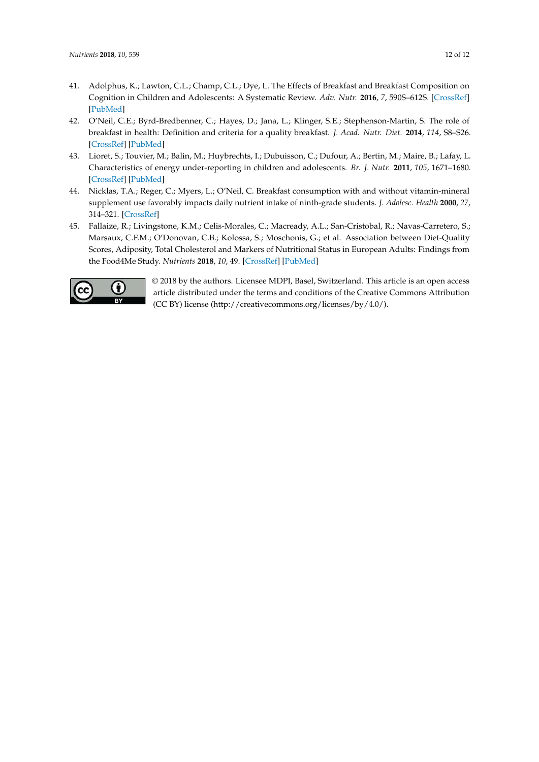41. Adolphus, K.; Lawton, C.L.; Champ, C.L.; Dye, L. The Effects of Breakfast and Breakfast Composition on Cognition in Children and Adolescents: A Systematic Review. *Adv. Nutr.* **2016**, *7*, 590S–612S. [CrossRef] [PubMed]
42. O'Neil, C.E.; Byrd-Bredbenner, C.; Hayes, D.; Jana, L.; Klinger, S.E.; Stephenson-Martin, S. The role of breakfast in health: Definition and criteria for a quality breakfast. *J. Acad. Nutr. Diet.* **2014**, *114*, S8–S26. [CrossRef] [PubMed]
43. Lioret, S.; Touvier, M.; Balin, M.; Huybrechts, I.; Dubuisson, C.; Dufour, A.; Bertin, M.; Maire, B.; Lafay, L. Characteristics of energy under-reporting in children and adolescents. *Br. J. Nutr.* **2011**, *105*, 1671–1680. [CrossRef] [PubMed]
44. Nicklas, T.A.; Reger, C.; Myers, L.; O'Neil, C. Breakfast consumption with and without vitamin-mineral supplement use favorably impacts daily nutrient intake of ninth-grade students. *J. Adolesc. Health* **2000**, *27*, 314–321. [CrossRef]
45. Fallaize, R.; Livingstone, K.M.; Celis-Morales, C.; Macready, A.L.; San-Cristobal, R.; Navas-Carretero, S.; Marsaux, C.F.M.; O'Donovan, C.B.; Kolossa, S.; Moschonis, G.; et al. Association between Diet-Quality Scores, Adiposity, Total Cholesterol and Markers of Nutritional Status in European Adults: Findings from the Food4Me Study. *Nutrients* **2018**, *10*, 49. [CrossRef] [PubMed]

© 2018 by the authors. Licensee MDPI, Basel, Switzerland. This article is an open access article distributed under the terms and conditions of the Creative Commons Attribution (CC BY) license (http://creativecommons.org/licenses/by/4.0/).